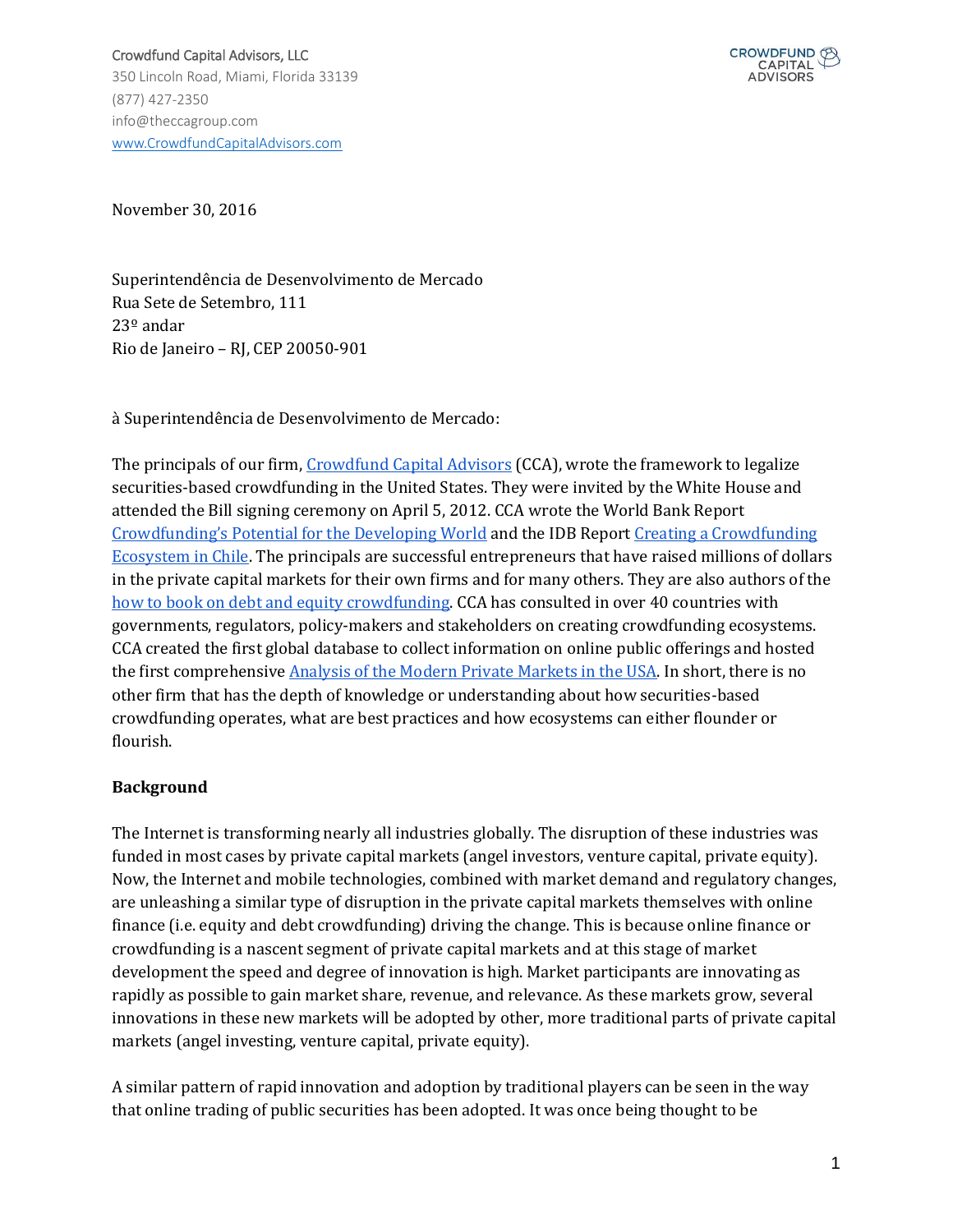Crowdfund Capital Advisors, LLC
350 Lincoln Road, Miami, Florida 33139
(877) 427-2350
info@theccagroup.com
www.CrowdfundCapitalAdvisors.com

November 30, 2016

Superintendência de Desenvolvimento de Mercado
Rua Sete de Setembro, 111
23º andar
Rio de Janeiro – RJ, CEP 20050-901

à Superintendência de Desenvolvimento de Mercado:

The principals of our firm, Crowdfund Capital Advisors (CCA), wrote the framework to legalize securities-based crowdfunding in the United States. They were invited by the White House and attended the Bill signing ceremony on April 5, 2012. CCA wrote the World Bank Report Crowdfunding's Potential for the Developing World and the IDB Report Creating a Crowdfunding Ecosystem in Chile. The principals are successful entrepreneurs that have raised millions of dollars in the private capital markets for their own firms and for many others. They are also authors of the how to book on debt and equity crowdfunding. CCA has consulted in over 40 countries with governments, regulators, policy-makers and stakeholders on creating crowdfunding ecosystems. CCA created the first global database to collect information on online public offerings and hosted the first comprehensive Analysis of the Modern Private Markets in the USA. In short, there is no other firm that has the depth of knowledge or understanding about how securities-based crowdfunding operates, what are best practices and how ecosystems can either flounder or flourish.

## Background

The Internet is transforming nearly all industries globally. The disruption of these industries was funded in most cases by private capital markets (angel investors, venture capital, private equity). Now, the Internet and mobile technologies, combined with market demand and regulatory changes, are unleashing a similar type of disruption in the private capital markets themselves with online finance (i.e. equity and debt crowdfunding) driving the change. This is because online finance or crowdfunding is a nascent segment of private capital markets and at this stage of market development the speed and degree of innovation is high. Market participants are innovating as rapidly as possible to gain market share, revenue, and relevance. As these markets grow, several innovations in these new markets will be adopted by other, more traditional parts of private capital markets (angel investing, venture capital, private equity).

A similar pattern of rapid innovation and adoption by traditional players can be seen in the way that online trading of public securities has been adopted. It was once being thought to be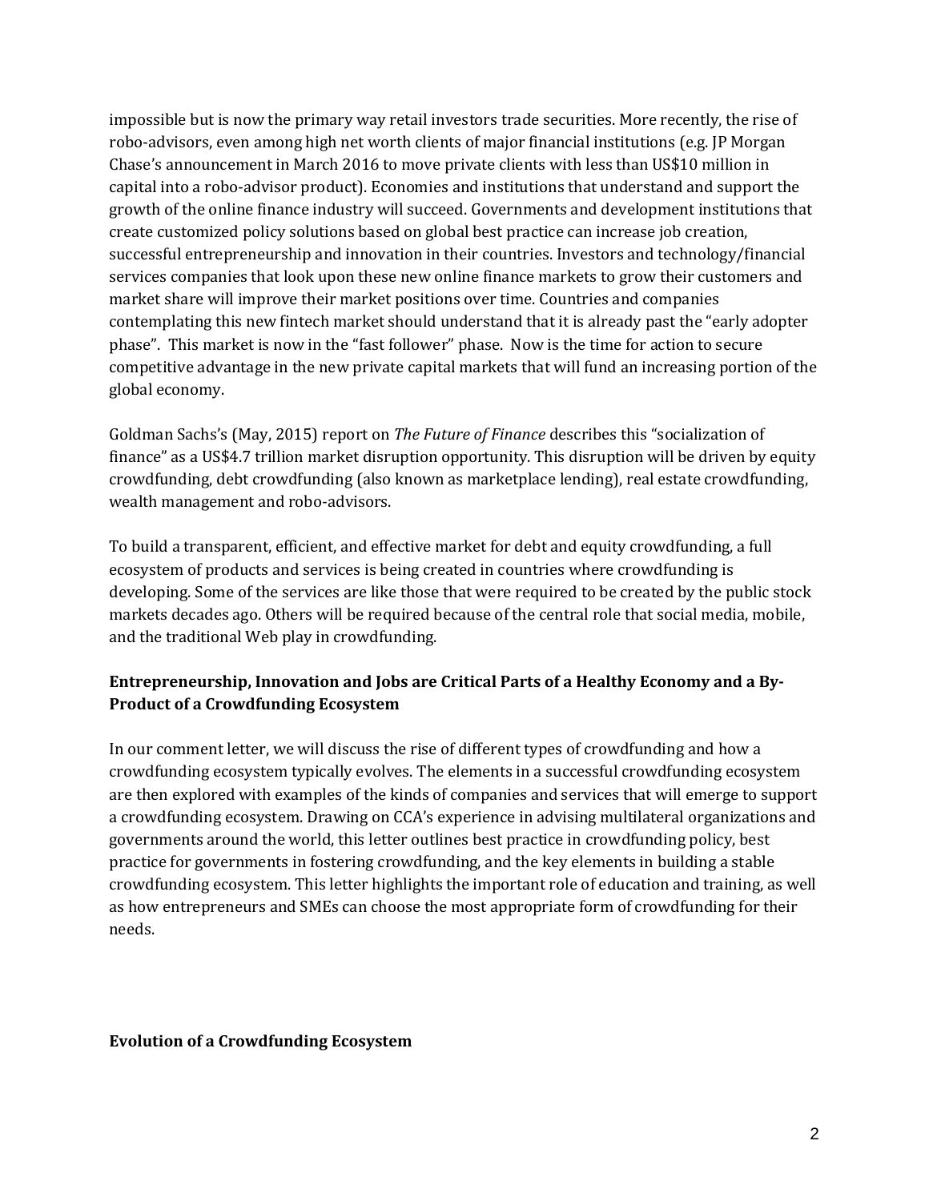impossible but is now the primary way retail investors trade securities. More recently, the rise of robo-advisors, even among high net worth clients of major financial institutions (e.g. JP Morgan Chase's announcement in March 2016 to move private clients with less than US$10 million in capital into a robo-advisor product). Economies and institutions that understand and support the growth of the online finance industry will succeed. Governments and development institutions that create customized policy solutions based on global best practice can increase job creation, successful entrepreneurship and innovation in their countries. Investors and technology/financial services companies that look upon these new online finance markets to grow their customers and market share will improve their market positions over time. Countries and companies contemplating this new fintech market should understand that it is already past the "early adopter phase". This market is now in the "fast follower" phase. Now is the time for action to secure competitive advantage in the new private capital markets that will fund an increasing portion of the global economy.

Goldman Sachs's (May, 2015) report on *The Future of Finance* describes this "socialization of finance" as a US$4.7 trillion market disruption opportunity. This disruption will be driven by equity crowdfunding, debt crowdfunding (also known as marketplace lending), real estate crowdfunding, wealth management and robo-advisors.

To build a transparent, efficient, and effective market for debt and equity crowdfunding, a full ecosystem of products and services is being created in countries where crowdfunding is developing. Some of the services are like those that were required to be created by the public stock markets decades ago. Others will be required because of the central role that social media, mobile, and the traditional Web play in crowdfunding.

## Entrepreneurship, Innovation and Jobs are Critical Parts of a Healthy Economy and a By-Product of a Crowdfunding Ecosystem

In our comment letter, we will discuss the rise of different types of crowdfunding and how a crowdfunding ecosystem typically evolves. The elements in a successful crowdfunding ecosystem are then explored with examples of the kinds of companies and services that will emerge to support a crowdfunding ecosystem. Drawing on CCA's experience in advising multilateral organizations and governments around the world, this letter outlines best practice in crowdfunding policy, best practice for governments in fostering crowdfunding, and the key elements in building a stable crowdfunding ecosystem. This letter highlights the important role of education and training, as well as how entrepreneurs and SMEs can choose the most appropriate form of crowdfunding for their needs.

## Evolution of a Crowdfunding Ecosystem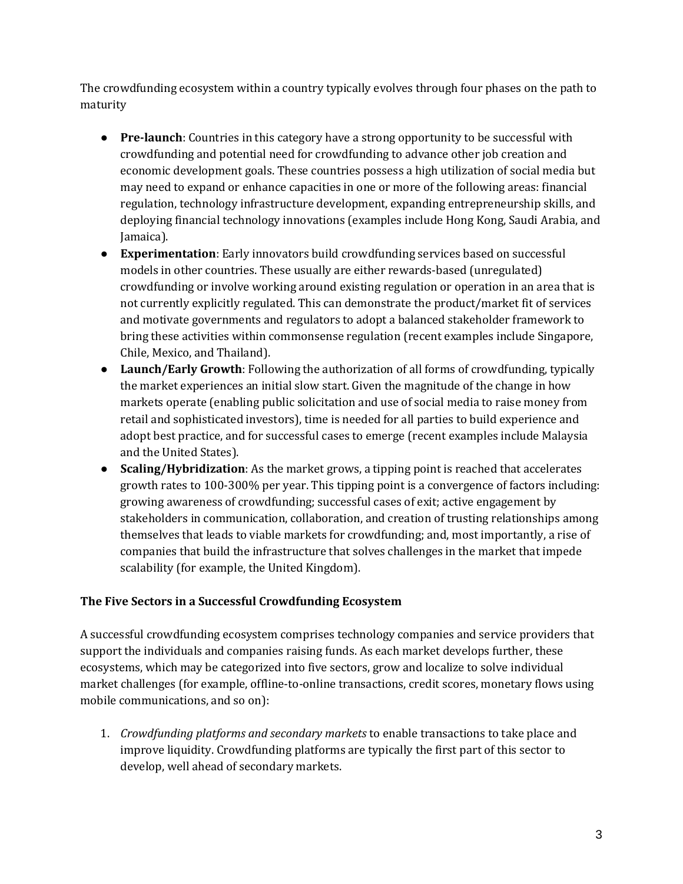The crowdfunding ecosystem within a country typically evolves through four phases on the path to maturity

- **Pre-launch**: Countries in this category have a strong opportunity to be successful with crowdfunding and potential need for crowdfunding to advance other job creation and economic development goals. These countries possess a high utilization of social media but may need to expand or enhance capacities in one or more of the following areas: financial regulation, technology infrastructure development, expanding entrepreneurship skills, and deploying financial technology innovations (examples include Hong Kong, Saudi Arabia, and Jamaica).
- **Experimentation**: Early innovators build crowdfunding services based on successful models in other countries. These usually are either rewards-based (unregulated) crowdfunding or involve working around existing regulation or operation in an area that is not currently explicitly regulated. This can demonstrate the product/market fit of services and motivate governments and regulators to adopt a balanced stakeholder framework to bring these activities within commonsense regulation (recent examples include Singapore, Chile, Mexico, and Thailand).
- **Launch/Early Growth**: Following the authorization of all forms of crowdfunding, typically the market experiences an initial slow start. Given the magnitude of the change in how markets operate (enabling public solicitation and use of social media to raise money from retail and sophisticated investors), time is needed for all parties to build experience and adopt best practice, and for successful cases to emerge (recent examples include Malaysia and the United States).
- **Scaling/Hybridization**: As the market grows, a tipping point is reached that accelerates growth rates to 100-300% per year. This tipping point is a convergence of factors including: growing awareness of crowdfunding; successful cases of exit; active engagement by stakeholders in communication, collaboration, and creation of trusting relationships among themselves that leads to viable markets for crowdfunding; and, most importantly, a rise of companies that build the infrastructure that solves challenges in the market that impede scalability (for example, the United Kingdom).

**The Five Sectors in a Successful Crowdfunding Ecosystem**

A successful crowdfunding ecosystem comprises technology companies and service providers that support the individuals and companies raising funds. As each market develops further, these ecosystems, which may be categorized into five sectors, grow and localize to solve individual market challenges (for example, offline-to-online transactions, credit scores, monetary flows using mobile communications, and so on):

1. *Crowdfunding platforms and secondary markets* to enable transactions to take place and improve liquidity. Crowdfunding platforms are typically the first part of this sector to develop, well ahead of secondary markets.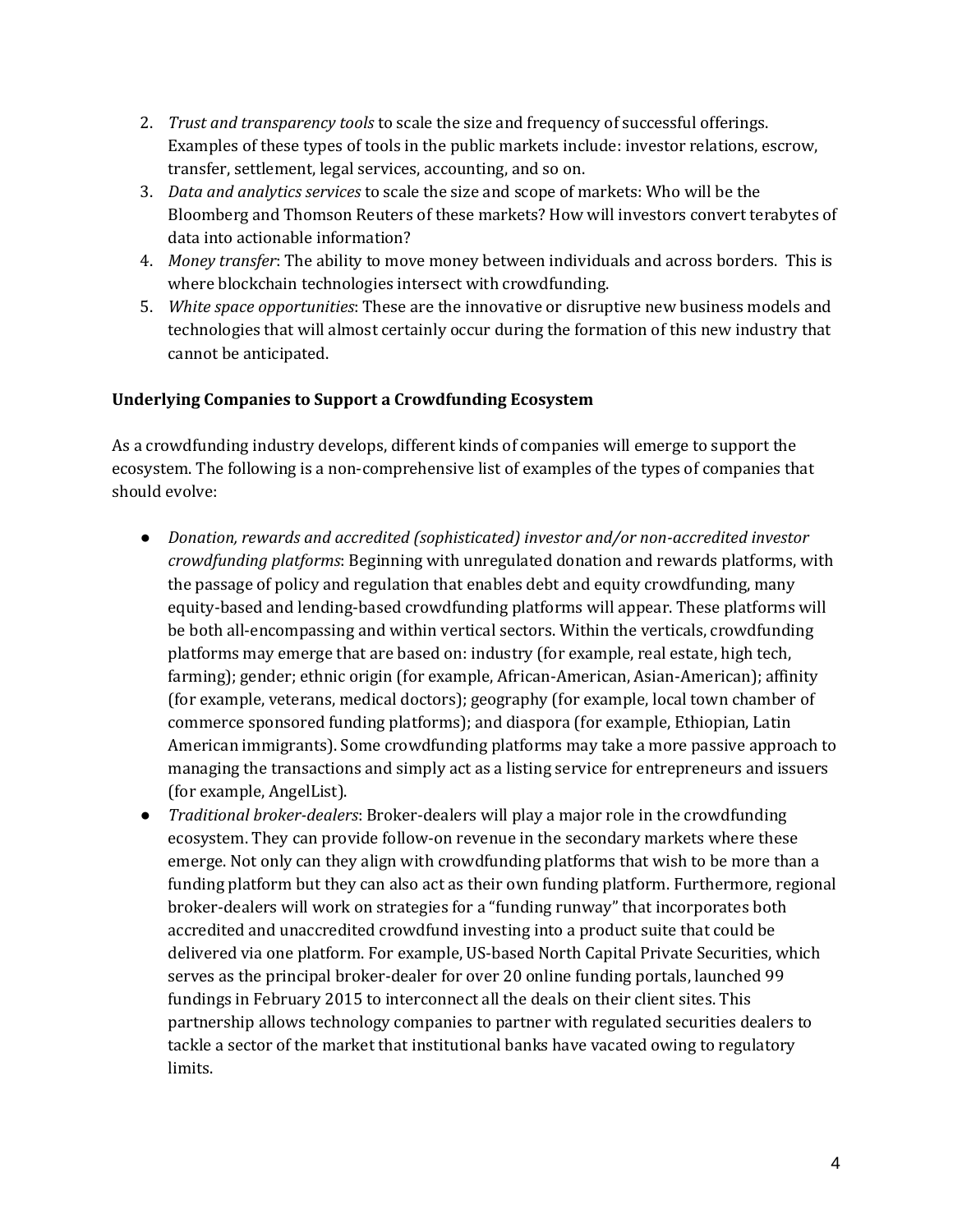2. *Trust and transparency tools* to scale the size and frequency of successful offerings. Examples of these types of tools in the public markets include: investor relations, escrow, transfer, settlement, legal services, accounting, and so on.
3. *Data and analytics services* to scale the size and scope of markets: Who will be the Bloomberg and Thomson Reuters of these markets? How will investors convert terabytes of data into actionable information?
4. *Money transfer*: The ability to move money between individuals and across borders. This is where blockchain technologies intersect with crowdfunding.
5. *White space opportunities*: These are the innovative or disruptive new business models and technologies that will almost certainly occur during the formation of this new industry that cannot be anticipated.

**Underlying Companies to Support a Crowdfunding Ecosystem**

As a crowdfunding industry develops, different kinds of companies will emerge to support the ecosystem. The following is a non-comprehensive list of examples of the types of companies that should evolve:

- *Donation, rewards and accredited (sophisticated) investor and/or non-accredited investor crowdfunding platforms*: Beginning with unregulated donation and rewards platforms, with the passage of policy and regulation that enables debt and equity crowdfunding, many equity-based and lending-based crowdfunding platforms will appear. These platforms will be both all-encompassing and within vertical sectors. Within the verticals, crowdfunding platforms may emerge that are based on: industry (for example, real estate, high tech, farming); gender; ethnic origin (for example, African-American, Asian-American); affinity (for example, veterans, medical doctors); geography (for example, local town chamber of commerce sponsored funding platforms); and diaspora (for example, Ethiopian, Latin American immigrants). Some crowdfunding platforms may take a more passive approach to managing the transactions and simply act as a listing service for entrepreneurs and issuers (for example, AngelList).
- *Traditional broker-dealers*: Broker-dealers will play a major role in the crowdfunding ecosystem. They can provide follow-on revenue in the secondary markets where these emerge. Not only can they align with crowdfunding platforms that wish to be more than a funding platform but they can also act as their own funding platform. Furthermore, regional broker-dealers will work on strategies for a "funding runway" that incorporates both accredited and unaccredited crowdfund investing into a product suite that could be delivered via one platform. For example, US-based North Capital Private Securities, which serves as the principal broker-dealer for over 20 online funding portals, launched 99 fundings in February 2015 to interconnect all the deals on their client sites. This partnership allows technology companies to partner with regulated securities dealers to tackle a sector of the market that institutional banks have vacated owing to regulatory limits.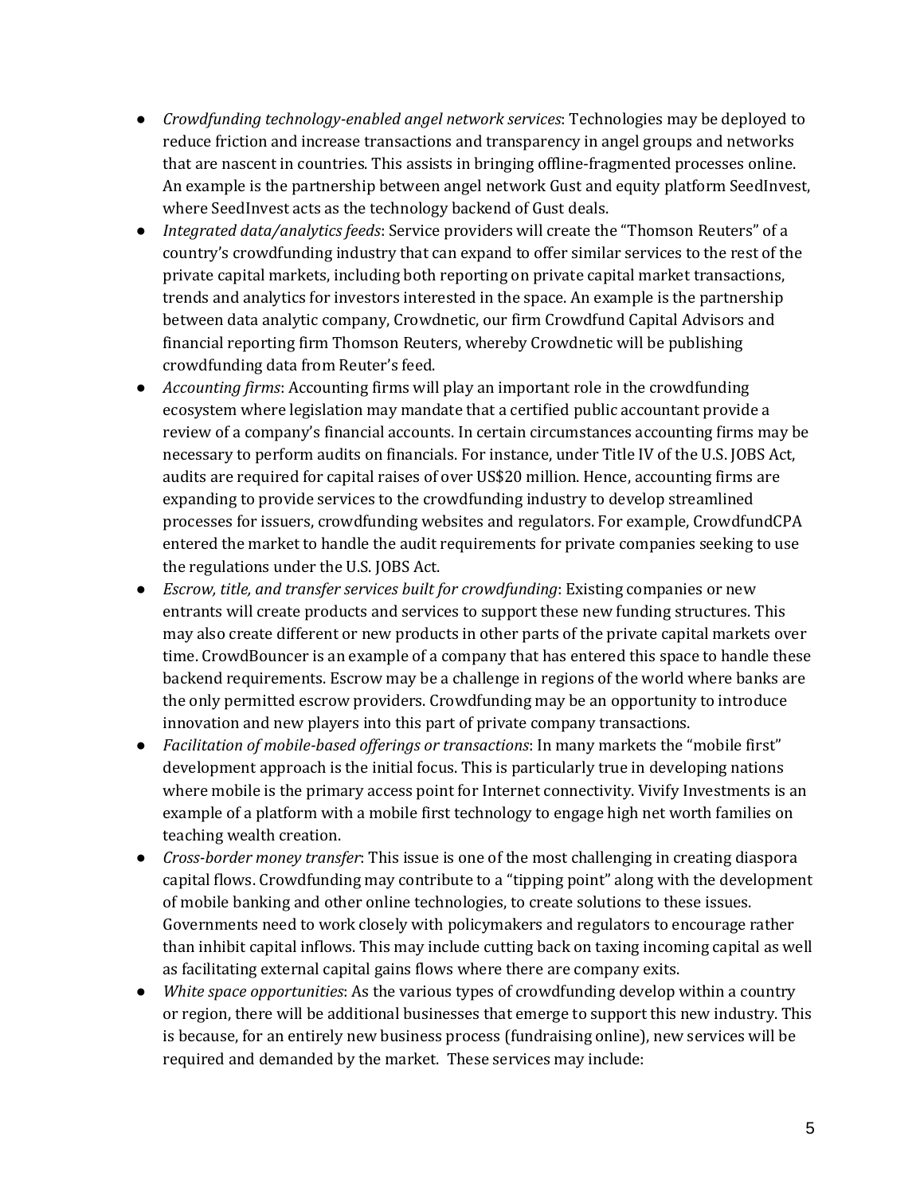- *Crowdfunding technology-enabled angel network services*: Technologies may be deployed to reduce friction and increase transactions and transparency in angel groups and networks that are nascent in countries. This assists in bringing offline-fragmented processes online. An example is the partnership between angel network Gust and equity platform SeedInvest, where SeedInvest acts as the technology backend of Gust deals.
- *Integrated data/analytics feeds*: Service providers will create the "Thomson Reuters" of a country's crowdfunding industry that can expand to offer similar services to the rest of the private capital markets, including both reporting on private capital market transactions, trends and analytics for investors interested in the space. An example is the partnership between data analytic company, Crowdnetic, our firm Crowdfund Capital Advisors and financial reporting firm Thomson Reuters, whereby Crowdnetic will be publishing crowdfunding data from Reuter's feed.
- *Accounting firms*: Accounting firms will play an important role in the crowdfunding ecosystem where legislation may mandate that a certified public accountant provide a review of a company's financial accounts. In certain circumstances accounting firms may be necessary to perform audits on financials. For instance, under Title IV of the U.S. JOBS Act, audits are required for capital raises of over US$20 million. Hence, accounting firms are expanding to provide services to the crowdfunding industry to develop streamlined processes for issuers, crowdfunding websites and regulators. For example, CrowdfundCPA entered the market to handle the audit requirements for private companies seeking to use the regulations under the U.S. JOBS Act.
- *Escrow, title, and transfer services built for crowdfunding*: Existing companies or new entrants will create products and services to support these new funding structures. This may also create different or new products in other parts of the private capital markets over time. CrowdBouncer is an example of a company that has entered this space to handle these backend requirements. Escrow may be a challenge in regions of the world where banks are the only permitted escrow providers. Crowdfunding may be an opportunity to introduce innovation and new players into this part of private company transactions.
- *Facilitation of mobile-based offerings or transactions*: In many markets the "mobile first" development approach is the initial focus. This is particularly true in developing nations where mobile is the primary access point for Internet connectivity. Vivify Investments is an example of a platform with a mobile first technology to engage high net worth families on teaching wealth creation.
- *Cross-border money transfer*: This issue is one of the most challenging in creating diaspora capital flows. Crowdfunding may contribute to a "tipping point" along with the development of mobile banking and other online technologies, to create solutions to these issues. Governments need to work closely with policymakers and regulators to encourage rather than inhibit capital inflows. This may include cutting back on taxing incoming capital as well as facilitating external capital gains flows where there are company exits.
- *White space opportunities*: As the various types of crowdfunding develop within a country or region, there will be additional businesses that emerge to support this new industry. This is because, for an entirely new business process (fundraising online), new services will be required and demanded by the market. These services may include: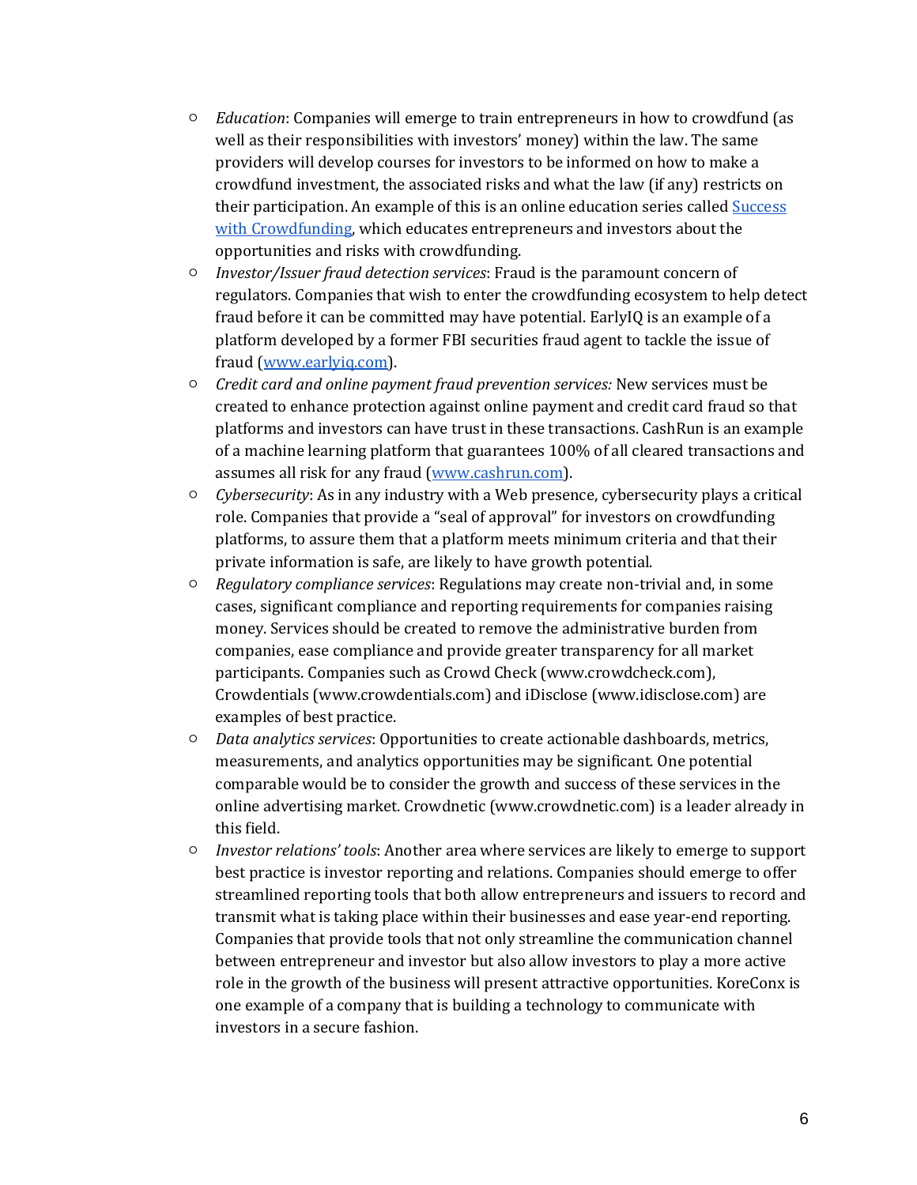- *Education*: Companies will emerge to train entrepreneurs in how to crowdfund (as well as their responsibilities with investors' money) within the law. The same providers will develop courses for investors to be informed on how to make a crowdfund investment, the associated risks and what the law (if any) restricts on their participation. An example of this is an online education series called Success with Crowdfunding, which educates entrepreneurs and investors about the opportunities and risks with crowdfunding.
- *Investor/Issuer fraud detection services*: Fraud is the paramount concern of regulators. Companies that wish to enter the crowdfunding ecosystem to help detect fraud before it can be committed may have potential. EarlyIQ is an example of a platform developed by a former FBI securities fraud agent to tackle the issue of fraud (www.earlyiq.com).
- *Credit card and online payment fraud prevention services:* New services must be created to enhance protection against online payment and credit card fraud so that platforms and investors can have trust in these transactions. CashRun is an example of a machine learning platform that guarantees 100% of all cleared transactions and assumes all risk for any fraud (www.cashrun.com).
- *Cybersecurity*: As in any industry with a Web presence, cybersecurity plays a critical role. Companies that provide a "seal of approval" for investors on crowdfunding platforms, to assure them that a platform meets minimum criteria and that their private information is safe, are likely to have growth potential.
- *Regulatory compliance services*: Regulations may create non-trivial and, in some cases, significant compliance and reporting requirements for companies raising money. Services should be created to remove the administrative burden from companies, ease compliance and provide greater transparency for all market participants. Companies such as Crowd Check (www.crowdcheck.com), Crowdentials (www.crowdentials.com) and iDisclose (www.idisclose.com) are examples of best practice.
- *Data analytics services*: Opportunities to create actionable dashboards, metrics, measurements, and analytics opportunities may be significant. One potential comparable would be to consider the growth and success of these services in the online advertising market. Crowdnetic (www.crowdnetic.com) is a leader already in this field.
- *Investor relations' tools*: Another area where services are likely to emerge to support best practice is investor reporting and relations. Companies should emerge to offer streamlined reporting tools that both allow entrepreneurs and issuers to record and transmit what is taking place within their businesses and ease year-end reporting. Companies that provide tools that not only streamline the communication channel between entrepreneur and investor but also allow investors to play a more active role in the growth of the business will present attractive opportunities. KoreConx is one example of a company that is building a technology to communicate with investors in a secure fashion.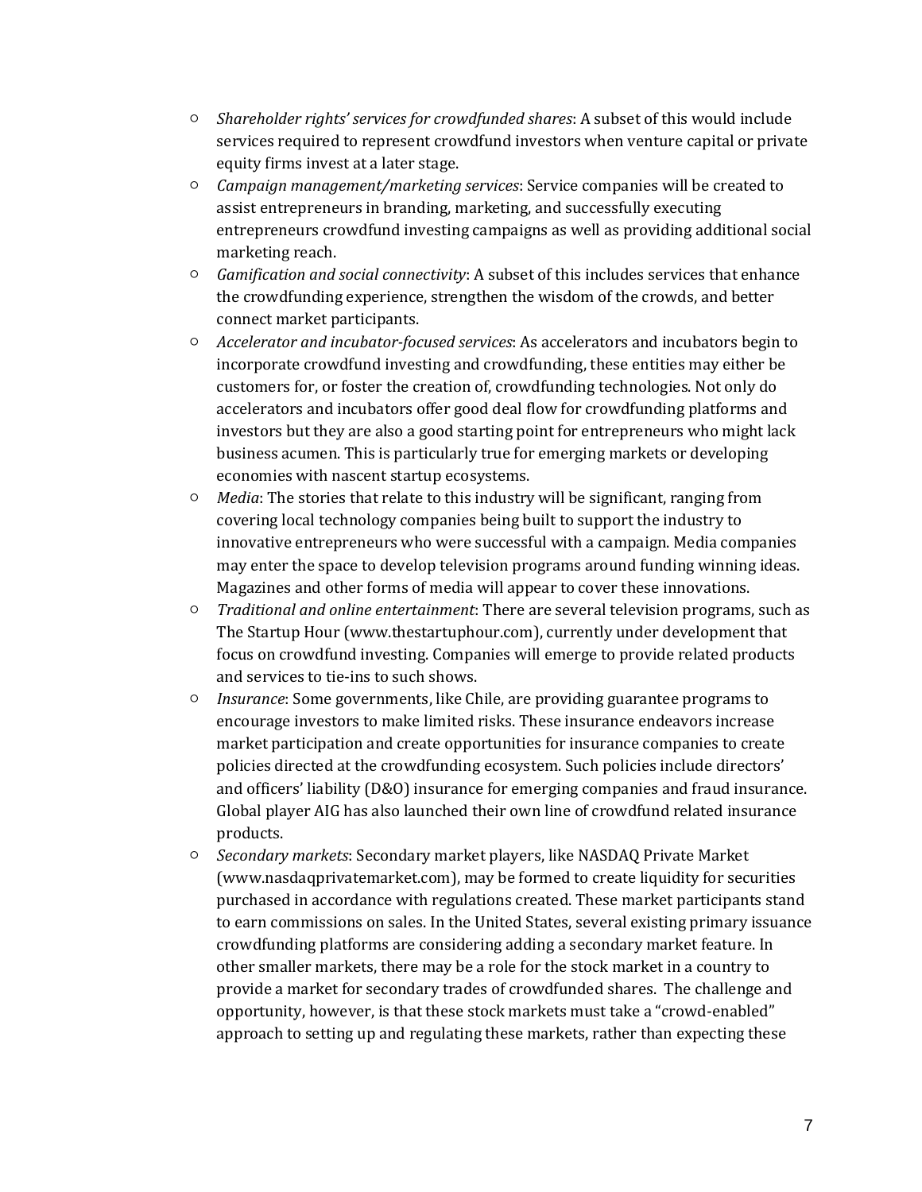- *Shareholder rights' services for crowdfunded shares*: A subset of this would include services required to represent crowdfund investors when venture capital or private equity firms invest at a later stage.
- *Campaign management/marketing services*: Service companies will be created to assist entrepreneurs in branding, marketing, and successfully executing entrepreneurs crowdfund investing campaigns as well as providing additional social marketing reach.
- *Gamification and social connectivity*: A subset of this includes services that enhance the crowdfunding experience, strengthen the wisdom of the crowds, and better connect market participants.
- *Accelerator and incubator-focused services*: As accelerators and incubators begin to incorporate crowdfund investing and crowdfunding, these entities may either be customers for, or foster the creation of, crowdfunding technologies. Not only do accelerators and incubators offer good deal flow for crowdfunding platforms and investors but they are also a good starting point for entrepreneurs who might lack business acumen. This is particularly true for emerging markets or developing economies with nascent startup ecosystems.
- *Media*: The stories that relate to this industry will be significant, ranging from covering local technology companies being built to support the industry to innovative entrepreneurs who were successful with a campaign. Media companies may enter the space to develop television programs around funding winning ideas. Magazines and other forms of media will appear to cover these innovations.
- *Traditional and online entertainment*: There are several television programs, such as The Startup Hour (www.thestartuphour.com), currently under development that focus on crowdfund investing. Companies will emerge to provide related products and services to tie-ins to such shows.
- *Insurance*: Some governments, like Chile, are providing guarantee programs to encourage investors to make limited risks. These insurance endeavors increase market participation and create opportunities for insurance companies to create policies directed at the crowdfunding ecosystem. Such policies include directors' and officers' liability (D&O) insurance for emerging companies and fraud insurance. Global player AIG has also launched their own line of crowdfund related insurance products.
- *Secondary markets*: Secondary market players, like NASDAQ Private Market (www.nasdaqprivatemarket.com), may be formed to create liquidity for securities purchased in accordance with regulations created. These market participants stand to earn commissions on sales. In the United States, several existing primary issuance crowdfunding platforms are considering adding a secondary market feature. In other smaller markets, there may be a role for the stock market in a country to provide a market for secondary trades of crowdfunded shares. The challenge and opportunity, however, is that these stock markets must take a "crowd-enabled" approach to setting up and regulating these markets, rather than expecting these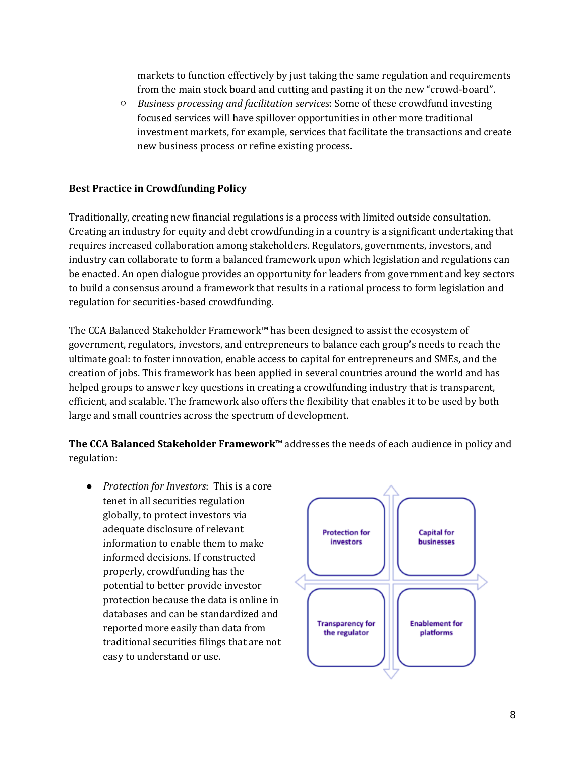markets to function effectively by just taking the same regulation and requirements from the main stock board and cutting and pasting it on the new "crowd-board".
    - *Business processing and facilitation services*: Some of these crowdfund investing focused services will have spillover opportunities in other more traditional investment markets, for example, services that facilitate the transactions and create new business process or refine existing process.

**Best Practice in Crowdfunding Policy**

Traditionally, creating new financial regulations is a process with limited outside consultation. Creating an industry for equity and debt crowdfunding in a country is a significant undertaking that requires increased collaboration among stakeholders. Regulators, governments, investors, and industry can collaborate to form a balanced framework upon which legislation and regulations can be enacted. An open dialogue provides an opportunity for leaders from government and key sectors to build a consensus around a framework that results in a rational process to form legislation and regulation for securities-based crowdfunding.

The CCA Balanced Stakeholder Framework™ has been designed to assist the ecosystem of government, regulators, investors, and entrepreneurs to balance each group's needs to reach the ultimate goal: to foster innovation, enable access to capital for entrepreneurs and SMEs, and the creation of jobs. This framework has been applied in several countries around the world and has helped groups to answer key questions in creating a crowdfunding industry that is transparent, efficient, and scalable. The framework also offers the flexibility that enables it to be used by both large and small countries across the spectrum of development.

**The CCA Balanced Stakeholder Framework**™ addresses the needs of each audience in policy and regulation:

- *Protection for Investors*: This is a core tenet in all securities regulation globally, to protect investors via adequate disclosure of relevant information to enable them to make informed decisions. If constructed properly, crowdfunding has the potential to better provide investor protection because the data is online in databases and can be standardized and reported more easily than data from traditional securities filings that are not easy to understand or use.

| Protection for investors | Capital for businesses |
| --- | --- |
| Transparency for the regulator | Enablement for platforms |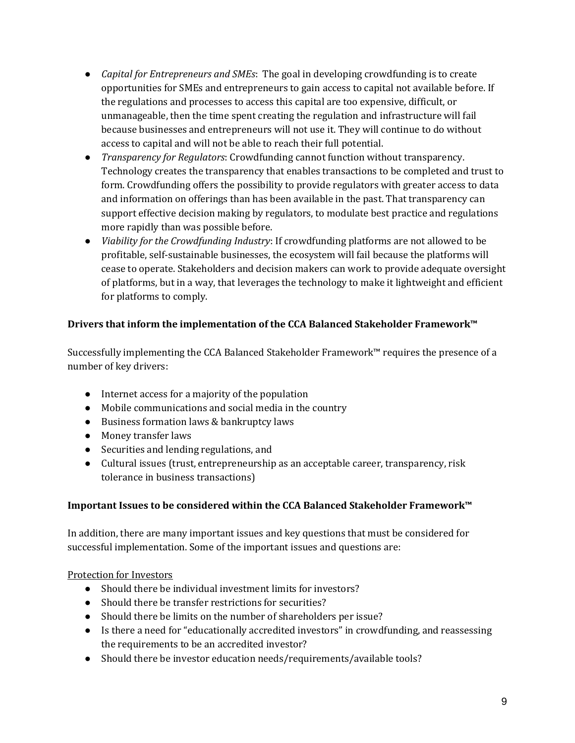- *Capital for Entrepreneurs and SMEs*: The goal in developing crowdfunding is to create opportunities for SMEs and entrepreneurs to gain access to capital not available before. If the regulations and processes to access this capital are too expensive, difficult, or unmanageable, then the time spent creating the regulation and infrastructure will fail because businesses and entrepreneurs will not use it. They will continue to do without access to capital and will not be able to reach their full potential.
- *Transparency for Regulators*: Crowdfunding cannot function without transparency. Technology creates the transparency that enables transactions to be completed and trust to form. Crowdfunding offers the possibility to provide regulators with greater access to data and information on offerings than has been available in the past. That transparency can support effective decision making by regulators, to modulate best practice and regulations more rapidly than was possible before.
- *Viability for the Crowdfunding Industry*: If crowdfunding platforms are not allowed to be profitable, self-sustainable businesses, the ecosystem will fail because the platforms will cease to operate. Stakeholders and decision makers can work to provide adequate oversight of platforms, but in a way, that leverages the technology to make it lightweight and efficient for platforms to comply.

**Drivers that inform the implementation of the CCA Balanced Stakeholder Framework™**

Successfully implementing the CCA Balanced Stakeholder Framework™ requires the presence of a number of key drivers:

- Internet access for a majority of the population
- Mobile communications and social media in the country
- Business formation laws & bankruptcy laws
- Money transfer laws
- Securities and lending regulations, and
- Cultural issues (trust, entrepreneurship as an acceptable career, transparency, risk tolerance in business transactions)

**Important Issues to be considered within the CCA Balanced Stakeholder Framework™**

In addition, there are many important issues and key questions that must be considered for successful implementation. Some of the important issues and questions are:

<u>Protection for Investors</u>

- Should there be individual investment limits for investors?
- Should there be transfer restrictions for securities?
- Should there be limits on the number of shareholders per issue?
- Is there a need for "educationally accredited investors" in crowdfunding, and reassessing the requirements to be an accredited investor?
- Should there be investor education needs/requirements/available tools?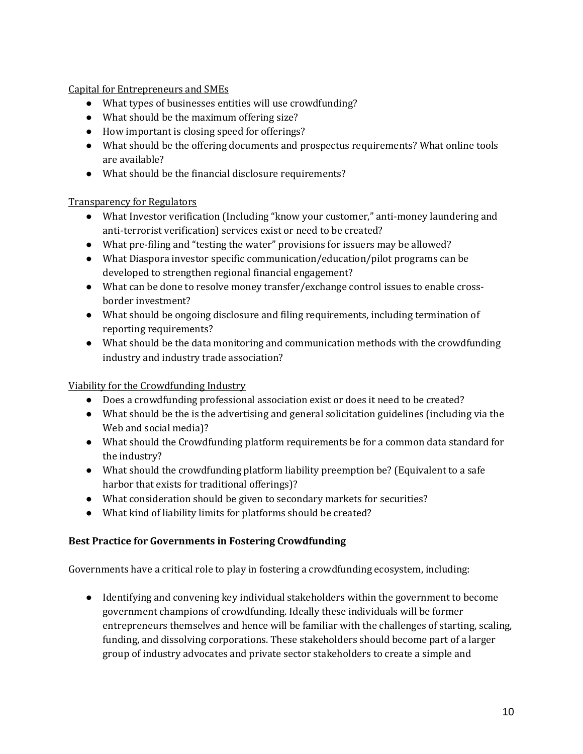<u>Capital for Entrepreneurs and SMEs</u>

- What types of businesses entities will use crowdfunding?
- What should be the maximum offering size?
- How important is closing speed for offerings?
- What should be the offering documents and prospectus requirements? What online tools are available?
- What should be the financial disclosure requirements?

<u>Transparency for Regulators</u>

- What Investor verification (Including "know your customer," anti-money laundering and anti-terrorist verification) services exist or need to be created?
- What pre-filing and "testing the water" provisions for issuers may be allowed?
- What Diaspora investor specific communication/education/pilot programs can be developed to strengthen regional financial engagement?
- What can be done to resolve money transfer/exchange control issues to enable cross-border investment?
- What should be ongoing disclosure and filing requirements, including termination of reporting requirements?
- What should be the data monitoring and communication methods with the crowdfunding industry and industry trade association?

<u>Viability for the Crowdfunding Industry</u>

- Does a crowdfunding professional association exist or does it need to be created?
- What should be the is the advertising and general solicitation guidelines (including via the Web and social media)?
- What should the Crowdfunding platform requirements be for a common data standard for the industry?
- What should the crowdfunding platform liability preemption be? (Equivalent to a safe harbor that exists for traditional offerings)?
- What consideration should be given to secondary markets for securities?
- What kind of liability limits for platforms should be created?

**Best Practice for Governments in Fostering Crowdfunding**

Governments have a critical role to play in fostering a crowdfunding ecosystem, including:

- Identifying and convening key individual stakeholders within the government to become government champions of crowdfunding. Ideally these individuals will be former entrepreneurs themselves and hence will be familiar with the challenges of starting, scaling, funding, and dissolving corporations. These stakeholders should become part of a larger group of industry advocates and private sector stakeholders to create a simple and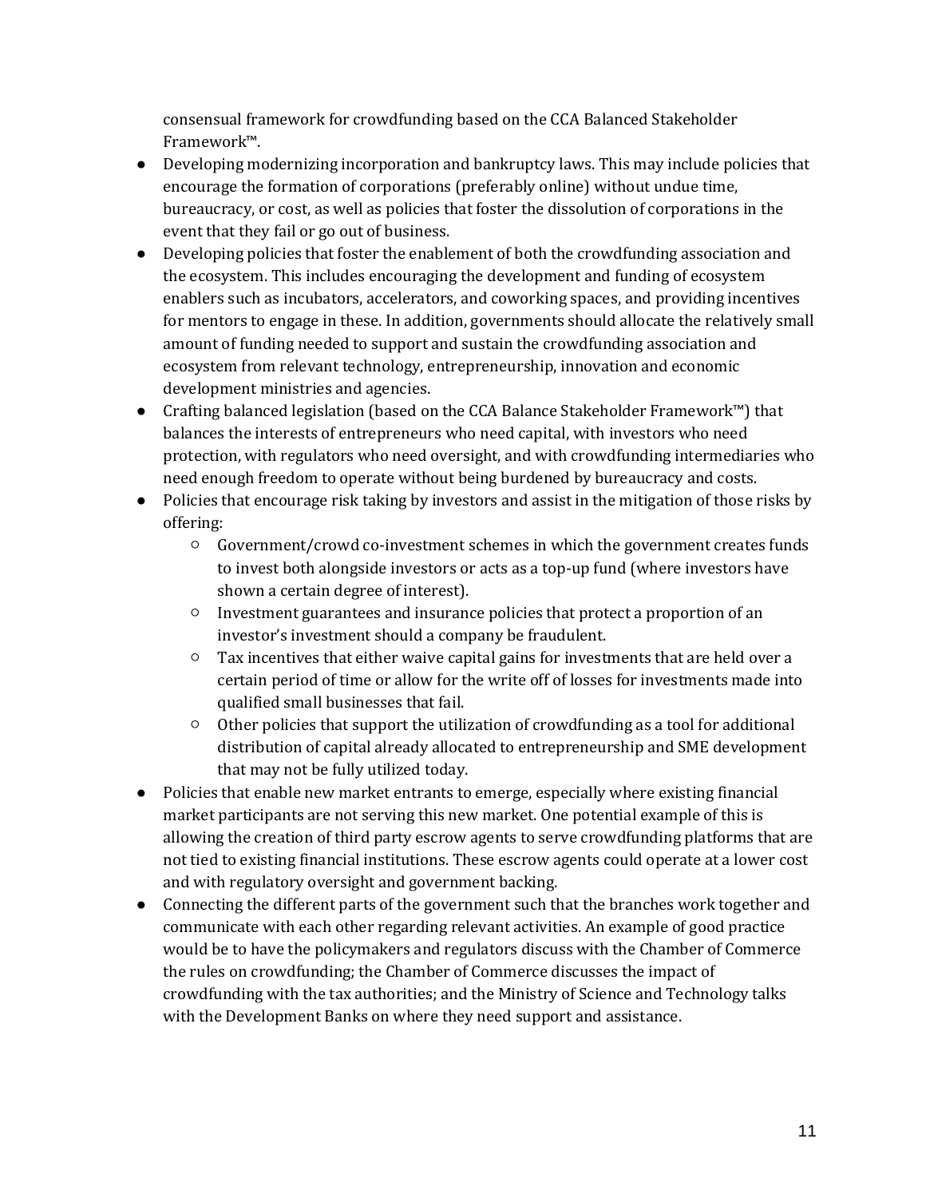consensual framework for crowdfunding based on the CCA Balanced Stakeholder Framework™.

- Developing modernizing incorporation and bankruptcy laws. This may include policies that encourage the formation of corporations (preferably online) without undue time, bureaucracy, or cost, as well as policies that foster the dissolution of corporations in the event that they fail or go out of business.
- Developing policies that foster the enablement of both the crowdfunding association and the ecosystem. This includes encouraging the development and funding of ecosystem enablers such as incubators, accelerators, and coworking spaces, and providing incentives for mentors to engage in these. In addition, governments should allocate the relatively small amount of funding needed to support and sustain the crowdfunding association and ecosystem from relevant technology, entrepreneurship, innovation and economic development ministries and agencies.
- Crafting balanced legislation (based on the CCA Balance Stakeholder Framework™) that balances the interests of entrepreneurs who need capital, with investors who need protection, with regulators who need oversight, and with crowdfunding intermediaries who need enough freedom to operate without being burdened by bureaucracy and costs.
- Policies that encourage risk taking by investors and assist in the mitigation of those risks by offering:
    - Government/crowd co-investment schemes in which the government creates funds to invest both alongside investors or acts as a top-up fund (where investors have shown a certain degree of interest).
    - Investment guarantees and insurance policies that protect a proportion of an investor's investment should a company be fraudulent.
    - Tax incentives that either waive capital gains for investments that are held over a certain period of time or allow for the write off of losses for investments made into qualified small businesses that fail.
    - Other policies that support the utilization of crowdfunding as a tool for additional distribution of capital already allocated to entrepreneurship and SME development that may not be fully utilized today.
- Policies that enable new market entrants to emerge, especially where existing financial market participants are not serving this new market. One potential example of this is allowing the creation of third party escrow agents to serve crowdfunding platforms that are not tied to existing financial institutions. These escrow agents could operate at a lower cost and with regulatory oversight and government backing.
- Connecting the different parts of the government such that the branches work together and communicate with each other regarding relevant activities. An example of good practice would be to have the policymakers and regulators discuss with the Chamber of Commerce the rules on crowdfunding; the Chamber of Commerce discusses the impact of crowdfunding with the tax authorities; and the Ministry of Science and Technology talks with the Development Banks on where they need support and assistance.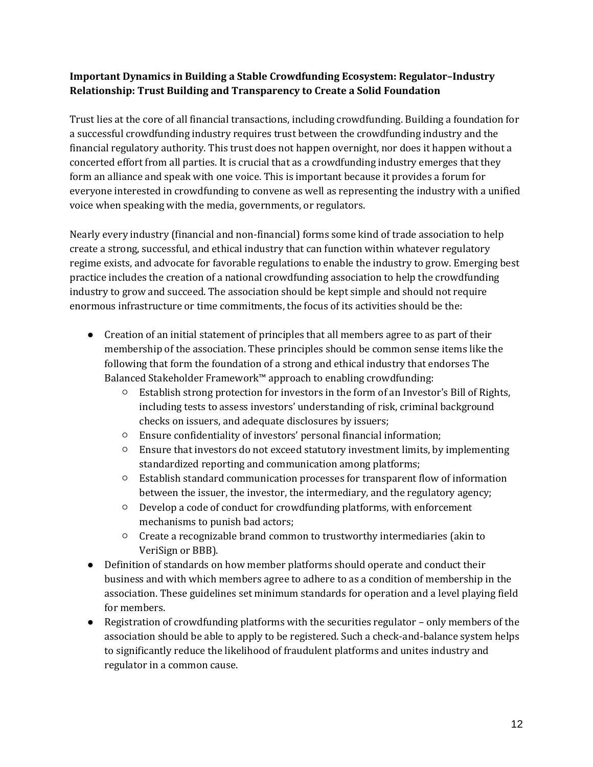**Important Dynamics in Building a Stable Crowdfunding Ecosystem: Regulator–Industry Relationship: Trust Building and Transparency to Create a Solid Foundation**

Trust lies at the core of all financial transactions, including crowdfunding. Building a foundation for a successful crowdfunding industry requires trust between the crowdfunding industry and the financial regulatory authority. This trust does not happen overnight, nor does it happen without a concerted effort from all parties. It is crucial that as a crowdfunding industry emerges that they form an alliance and speak with one voice. This is important because it provides a forum for everyone interested in crowdfunding to convene as well as representing the industry with a unified voice when speaking with the media, governments, or regulators.

Nearly every industry (financial and non-financial) forms some kind of trade association to help create a strong, successful, and ethical industry that can function within whatever regulatory regime exists, and advocate for favorable regulations to enable the industry to grow. Emerging best practice includes the creation of a national crowdfunding association to help the crowdfunding industry to grow and succeed. The association should be kept simple and should not require enormous infrastructure or time commitments, the focus of its activities should be the:

- Creation of an initial statement of principles that all members agree to as part of their membership of the association. These principles should be common sense items like the following that form the foundation of a strong and ethical industry that endorses The Balanced Stakeholder Framework™ approach to enabling crowdfunding:
  - Establish strong protection for investors in the form of an Investor's Bill of Rights, including tests to assess investors' understanding of risk, criminal background checks on issuers, and adequate disclosures by issuers;
  - Ensure confidentiality of investors' personal financial information;
  - Ensure that investors do not exceed statutory investment limits, by implementing standardized reporting and communication among platforms;
  - Establish standard communication processes for transparent flow of information between the issuer, the investor, the intermediary, and the regulatory agency;
  - Develop a code of conduct for crowdfunding platforms, with enforcement mechanisms to punish bad actors;
  - Create a recognizable brand common to trustworthy intermediaries (akin to VeriSign or BBB).
- Definition of standards on how member platforms should operate and conduct their business and with which members agree to adhere to as a condition of membership in the association. These guidelines set minimum standards for operation and a level playing field for members.
- Registration of crowdfunding platforms with the securities regulator – only members of the association should be able to apply to be registered. Such a check-and-balance system helps to significantly reduce the likelihood of fraudulent platforms and unites industry and regulator in a common cause.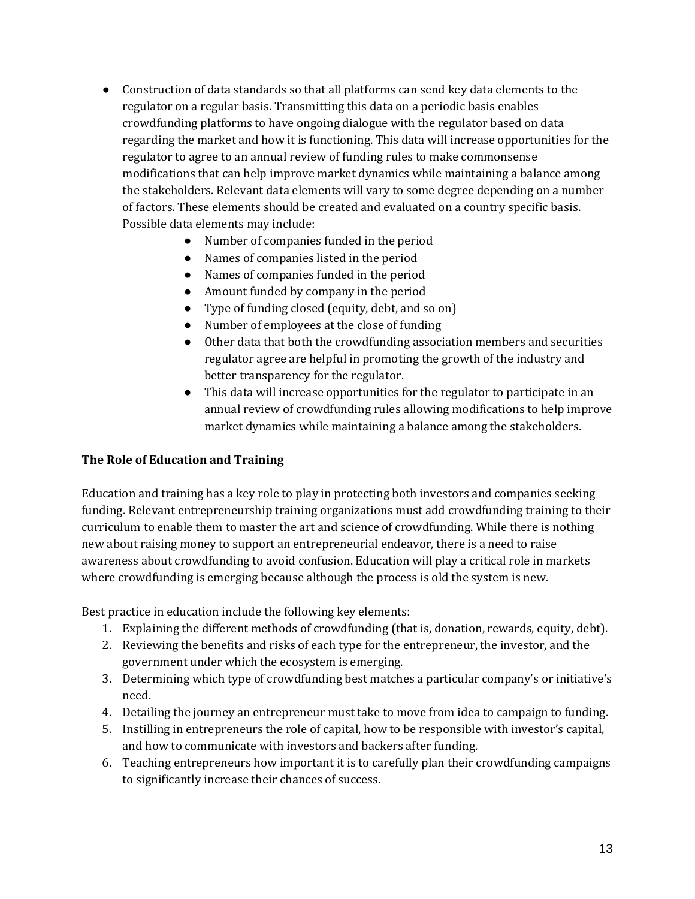- Construction of data standards so that all platforms can send key data elements to the regulator on a regular basis. Transmitting this data on a periodic basis enables crowdfunding platforms to have ongoing dialogue with the regulator based on data regarding the market and how it is functioning. This data will increase opportunities for the regulator to agree to an annual review of funding rules to make commonsense modifications that can help improve market dynamics while maintaining a balance among the stakeholders. Relevant data elements will vary to some degree depending on a number of factors. These elements should be created and evaluated on a country specific basis. Possible data elements may include:
    - Number of companies funded in the period
    - Names of companies listed in the period
    - Names of companies funded in the period
    - Amount funded by company in the period
    - Type of funding closed (equity, debt, and so on)
    - Number of employees at the close of funding
    - Other data that both the crowdfunding association members and securities regulator agree are helpful in promoting the growth of the industry and better transparency for the regulator.
    - This data will increase opportunities for the regulator to participate in an annual review of crowdfunding rules allowing modifications to help improve market dynamics while maintaining a balance among the stakeholders.

**The Role of Education and Training**

Education and training has a key role to play in protecting both investors and companies seeking funding. Relevant entrepreneurship training organizations must add crowdfunding training to their curriculum to enable them to master the art and science of crowdfunding. While there is nothing new about raising money to support an entrepreneurial endeavor, there is a need to raise awareness about crowdfunding to avoid confusion. Education will play a critical role in markets where crowdfunding is emerging because although the process is old the system is new.

Best practice in education include the following key elements:

1. Explaining the different methods of crowdfunding (that is, donation, rewards, equity, debt).
2. Reviewing the benefits and risks of each type for the entrepreneur, the investor, and the government under which the ecosystem is emerging.
3. Determining which type of crowdfunding best matches a particular company's or initiative's need.
4. Detailing the journey an entrepreneur must take to move from idea to campaign to funding.
5. Instilling in entrepreneurs the role of capital, how to be responsible with investor's capital, and how to communicate with investors and backers after funding.
6. Teaching entrepreneurs how important it is to carefully plan their crowdfunding campaigns to significantly increase their chances of success.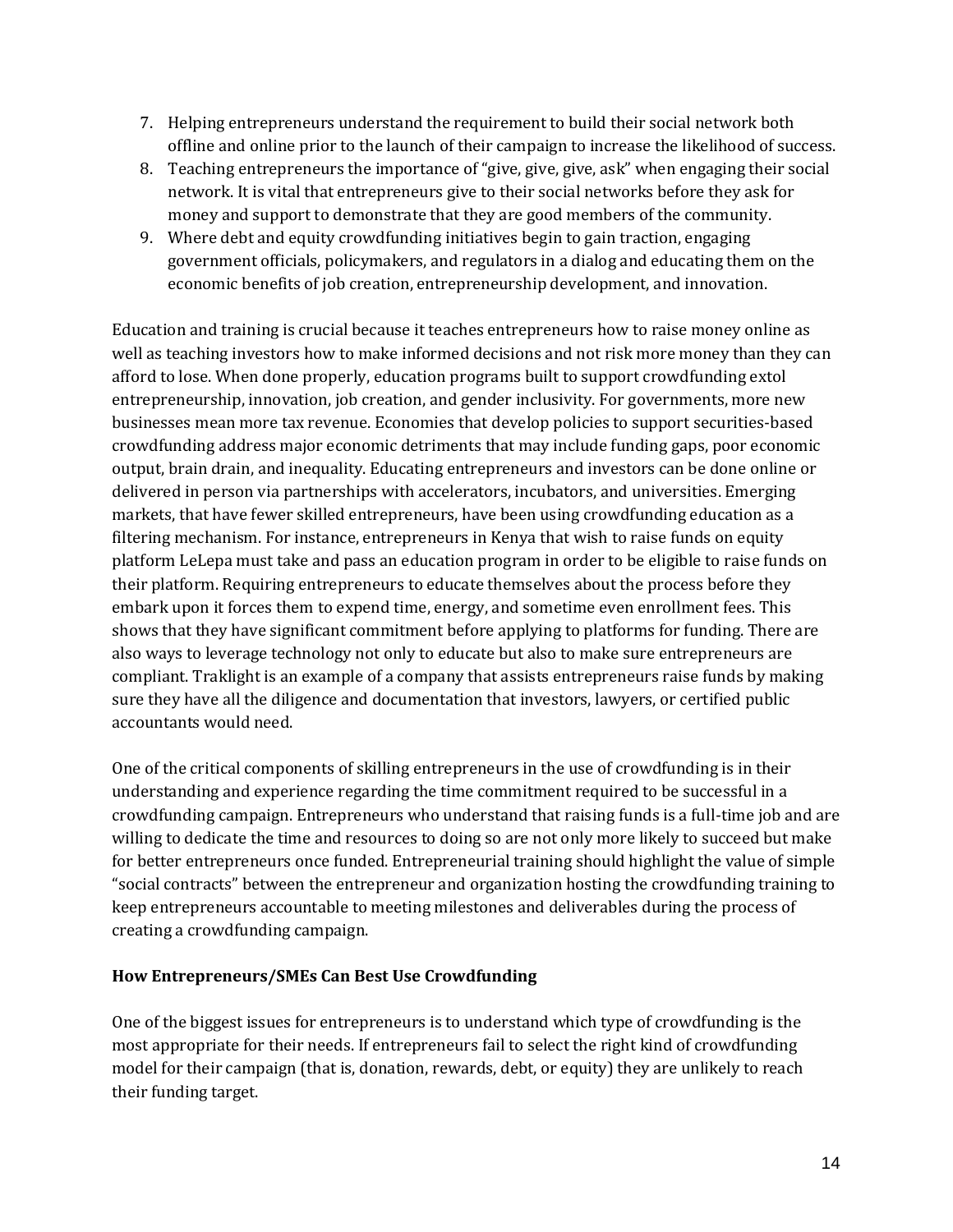7. Helping entrepreneurs understand the requirement to build their social network both offline and online prior to the launch of their campaign to increase the likelihood of success.
8. Teaching entrepreneurs the importance of "give, give, give, ask" when engaging their social network. It is vital that entrepreneurs give to their social networks before they ask for money and support to demonstrate that they are good members of the community.
9. Where debt and equity crowdfunding initiatives begin to gain traction, engaging government officials, policymakers, and regulators in a dialog and educating them on the economic benefits of job creation, entrepreneurship development, and innovation.

Education and training is crucial because it teaches entrepreneurs how to raise money online as well as teaching investors how to make informed decisions and not risk more money than they can afford to lose. When done properly, education programs built to support crowdfunding extol entrepreneurship, innovation, job creation, and gender inclusivity. For governments, more new businesses mean more tax revenue. Economies that develop policies to support securities-based crowdfunding address major economic detriments that may include funding gaps, poor economic output, brain drain, and inequality. Educating entrepreneurs and investors can be done online or delivered in person via partnerships with accelerators, incubators, and universities. Emerging markets, that have fewer skilled entrepreneurs, have been using crowdfunding education as a filtering mechanism. For instance, entrepreneurs in Kenya that wish to raise funds on equity platform LeLepa must take and pass an education program in order to be eligible to raise funds on their platform. Requiring entrepreneurs to educate themselves about the process before they embark upon it forces them to expend time, energy, and sometime even enrollment fees. This shows that they have significant commitment before applying to platforms for funding. There are also ways to leverage technology not only to educate but also to make sure entrepreneurs are compliant. Traklight is an example of a company that assists entrepreneurs raise funds by making sure they have all the diligence and documentation that investors, lawyers, or certified public accountants would need.

One of the critical components of skilling entrepreneurs in the use of crowdfunding is in their understanding and experience regarding the time commitment required to be successful in a crowdfunding campaign. Entrepreneurs who understand that raising funds is a full-time job and are willing to dedicate the time and resources to doing so are not only more likely to succeed but make for better entrepreneurs once funded. Entrepreneurial training should highlight the value of simple "social contracts" between the entrepreneur and organization hosting the crowdfunding training to keep entrepreneurs accountable to meeting milestones and deliverables during the process of creating a crowdfunding campaign.

**How Entrepreneurs/SMEs Can Best Use Crowdfunding**

One of the biggest issues for entrepreneurs is to understand which type of crowdfunding is the most appropriate for their needs. If entrepreneurs fail to select the right kind of crowdfunding model for their campaign (that is, donation, rewards, debt, or equity) they are unlikely to reach their funding target.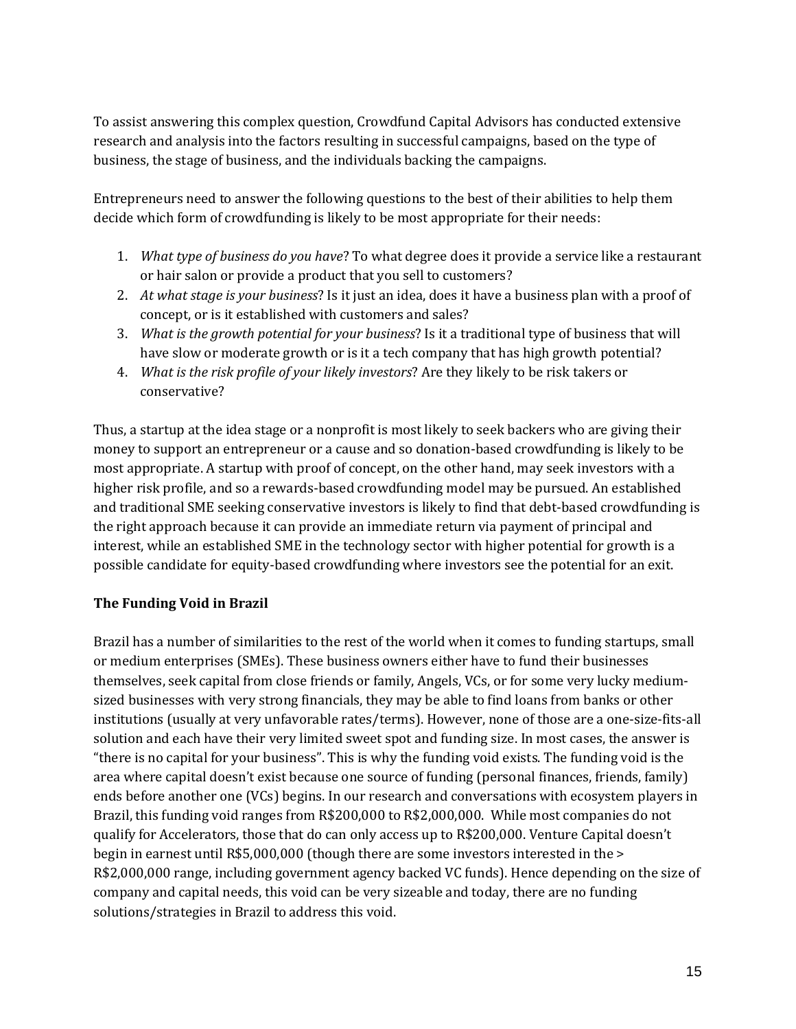To assist answering this complex question, Crowdfund Capital Advisors has conducted extensive research and analysis into the factors resulting in successful campaigns, based on the type of business, the stage of business, and the individuals backing the campaigns.

Entrepreneurs need to answer the following questions to the best of their abilities to help them decide which form of crowdfunding is likely to be most appropriate for their needs:

1. *What type of business do you have*? To what degree does it provide a service like a restaurant or hair salon or provide a product that you sell to customers?
2. *At what stage is your business*? Is it just an idea, does it have a business plan with a proof of concept, or is it established with customers and sales?
3. *What is the growth potential for your business*? Is it a traditional type of business that will have slow or moderate growth or is it a tech company that has high growth potential?
4. *What is the risk profile of your likely investors*? Are they likely to be risk takers or conservative?

Thus, a startup at the idea stage or a nonprofit is most likely to seek backers who are giving their money to support an entrepreneur or a cause and so donation-based crowdfunding is likely to be most appropriate. A startup with proof of concept, on the other hand, may seek investors with a higher risk profile, and so a rewards-based crowdfunding model may be pursued. An established and traditional SME seeking conservative investors is likely to find that debt-based crowdfunding is the right approach because it can provide an immediate return via payment of principal and interest, while an established SME in the technology sector with higher potential for growth is a possible candidate for equity-based crowdfunding where investors see the potential for an exit.

**The Funding Void in Brazil**

Brazil has a number of similarities to the rest of the world when it comes to funding startups, small or medium enterprises (SMEs). These business owners either have to fund their businesses themselves, seek capital from close friends or family, Angels, VCs, or for some very lucky medium-sized businesses with very strong financials, they may be able to find loans from banks or other institutions (usually at very unfavorable rates/terms). However, none of those are a one-size-fits-all solution and each have their very limited sweet spot and funding size. In most cases, the answer is "there is no capital for your business". This is why the funding void exists. The funding void is the area where capital doesn't exist because one source of funding (personal finances, friends, family) ends before another one (VCs) begins. In our research and conversations with ecosystem players in Brazil, this funding void ranges from R$200,000 to R$2,000,000. While most companies do not qualify for Accelerators, those that do can only access up to R$200,000. Venture Capital doesn't begin in earnest until R$5,000,000 (though there are some investors interested in the > R$2,000,000 range, including government agency backed VC funds). Hence depending on the size of company and capital needs, this void can be very sizeable and today, there are no funding solutions/strategies in Brazil to address this void.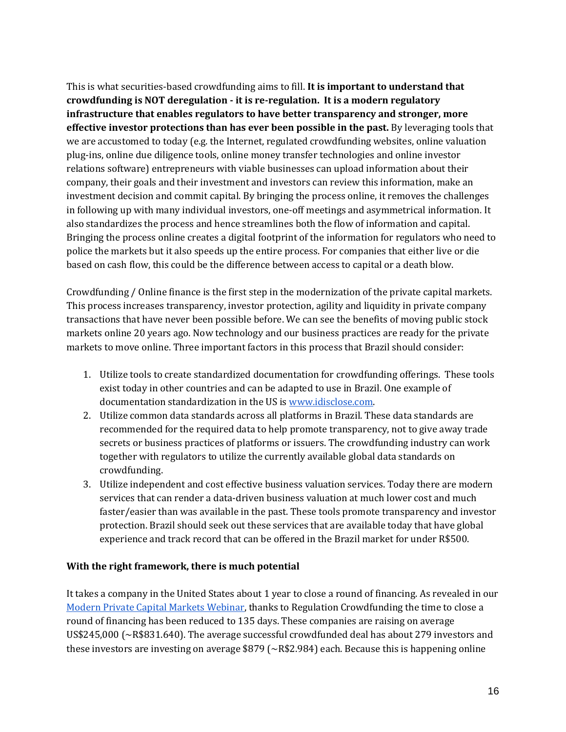This is what securities-based crowdfunding aims to fill. **It is important to understand that crowdfunding is NOT deregulation - it is re-regulation. It is a modern regulatory infrastructure that enables regulators to have better transparency and stronger, more effective investor protections than has ever been possible in the past.** By leveraging tools that we are accustomed to today (e.g. the Internet, regulated crowdfunding websites, online valuation plug-ins, online due diligence tools, online money transfer technologies and online investor relations software) entrepreneurs with viable businesses can upload information about their company, their goals and their investment and investors can review this information, make an investment decision and commit capital. By bringing the process online, it removes the challenges in following up with many individual investors, one-off meetings and asymmetrical information. It also standardizes the process and hence streamlines both the flow of information and capital. Bringing the process online creates a digital footprint of the information for regulators who need to police the markets but it also speeds up the entire process. For companies that either live or die based on cash flow, this could be the difference between access to capital or a death blow.

Crowdfunding / Online finance is the first step in the modernization of the private capital markets. This process increases transparency, investor protection, agility and liquidity in private company transactions that have never been possible before. We can see the benefits of moving public stock markets online 20 years ago. Now technology and our business practices are ready for the private markets to move online. Three important factors in this process that Brazil should consider:

1. Utilize tools to create standardized documentation for crowdfunding offerings. These tools exist today in other countries and can be adapted to use in Brazil. One example of documentation standardization in the US is [www.idisclose.com](www.idisclose.com).
2. Utilize common data standards across all platforms in Brazil. These data standards are recommended for the required data to help promote transparency, not to give away trade secrets or business practices of platforms or issuers. The crowdfunding industry can work together with regulators to utilize the currently available global data standards on crowdfunding.
3. Utilize independent and cost effective business valuation services. Today there are modern services that can render a data-driven business valuation at much lower cost and much faster/easier than was available in the past. These tools promote transparency and investor protection. Brazil should seek out these services that are available today that have global experience and track record that can be offered in the Brazil market for under R$500.

**With the right framework, there is much potential**

It takes a company in the United States about 1 year to close a round of financing. As revealed in our Modern Private Capital Markets Webinar, thanks to Regulation Crowdfunding the time to close a round of financing has been reduced to 135 days. These companies are raising on average US$245,000 (~R$831.640). The average successful crowdfunded deal has about 279 investors and these investors are investing on average $879 (~R$2.984) each. Because this is happening online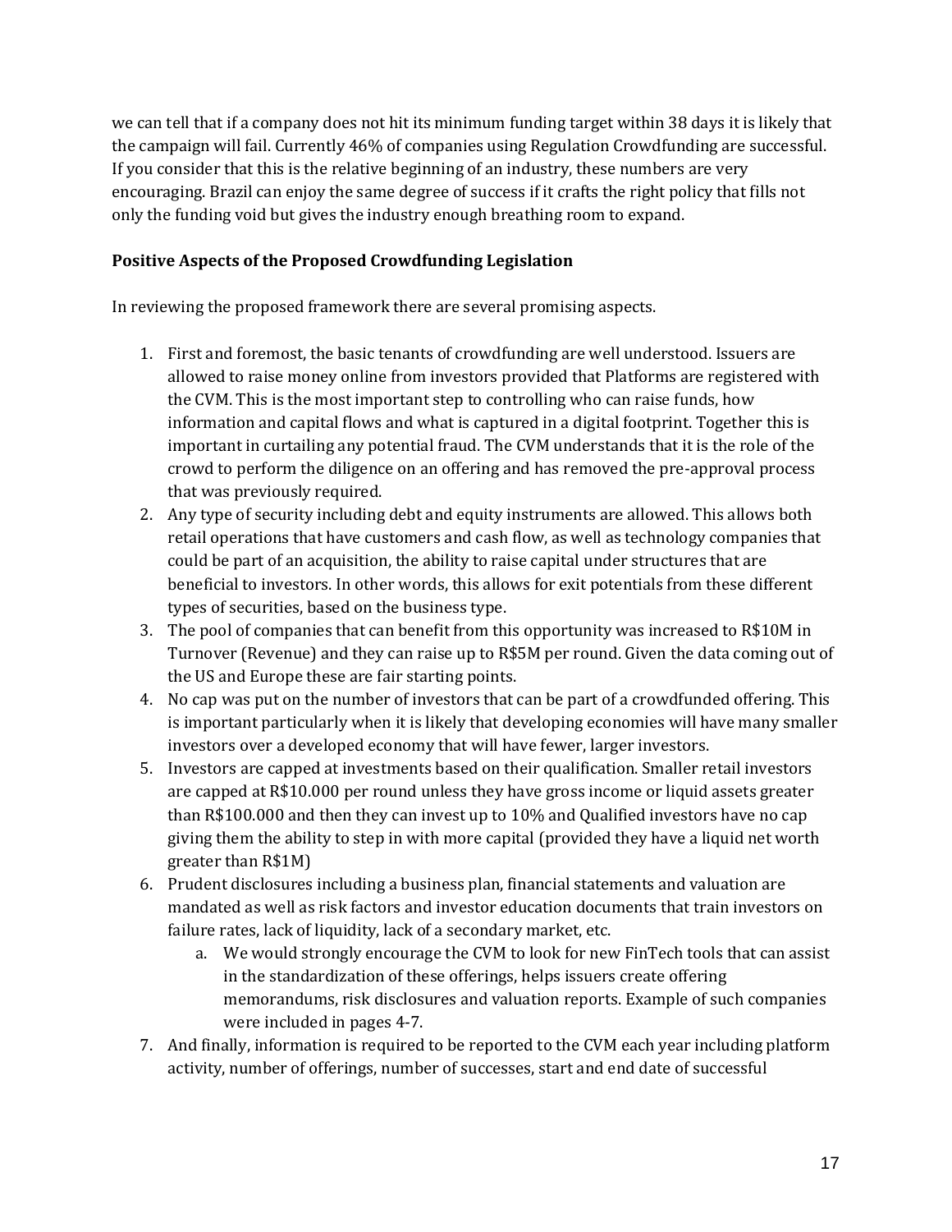we can tell that if a company does not hit its minimum funding target within 38 days it is likely that the campaign will fail. Currently 46% of companies using Regulation Crowdfunding are successful. If you consider that this is the relative beginning of an industry, these numbers are very encouraging. Brazil can enjoy the same degree of success if it crafts the right policy that fills not only the funding void but gives the industry enough breathing room to expand.

**Positive Aspects of the Proposed Crowdfunding Legislation**

In reviewing the proposed framework there are several promising aspects.

1. First and foremost, the basic tenants of crowdfunding are well understood. Issuers are allowed to raise money online from investors provided that Platforms are registered with the CVM. This is the most important step to controlling who can raise funds, how information and capital flows and what is captured in a digital footprint. Together this is important in curtailing any potential fraud. The CVM understands that it is the role of the crowd to perform the diligence on an offering and has removed the pre-approval process that was previously required.
2. Any type of security including debt and equity instruments are allowed. This allows both retail operations that have customers and cash flow, as well as technology companies that could be part of an acquisition, the ability to raise capital under structures that are beneficial to investors. In other words, this allows for exit potentials from these different types of securities, based on the business type.
3. The pool of companies that can benefit from this opportunity was increased to R$10M in Turnover (Revenue) and they can raise up to R$5M per round. Given the data coming out of the US and Europe these are fair starting points.
4. No cap was put on the number of investors that can be part of a crowdfunded offering. This is important particularly when it is likely that developing economies will have many smaller investors over a developed economy that will have fewer, larger investors.
5. Investors are capped at investments based on their qualification. Smaller retail investors are capped at R$10.000 per round unless they have gross income or liquid assets greater than R$100.000 and then they can invest up to 10% and Qualified investors have no cap giving them the ability to step in with more capital (provided they have a liquid net worth greater than R$1M)
6. Prudent disclosures including a business plan, financial statements and valuation are mandated as well as risk factors and investor education documents that train investors on failure rates, lack of liquidity, lack of a secondary market, etc.
   a. We would strongly encourage the CVM to look for new FinTech tools that can assist in the standardization of these offerings, helps issuers create offering memorandums, risk disclosures and valuation reports. Example of such companies were included in pages 4-7.
7. And finally, information is required to be reported to the CVM each year including platform activity, number of offerings, number of successes, start and end date of successful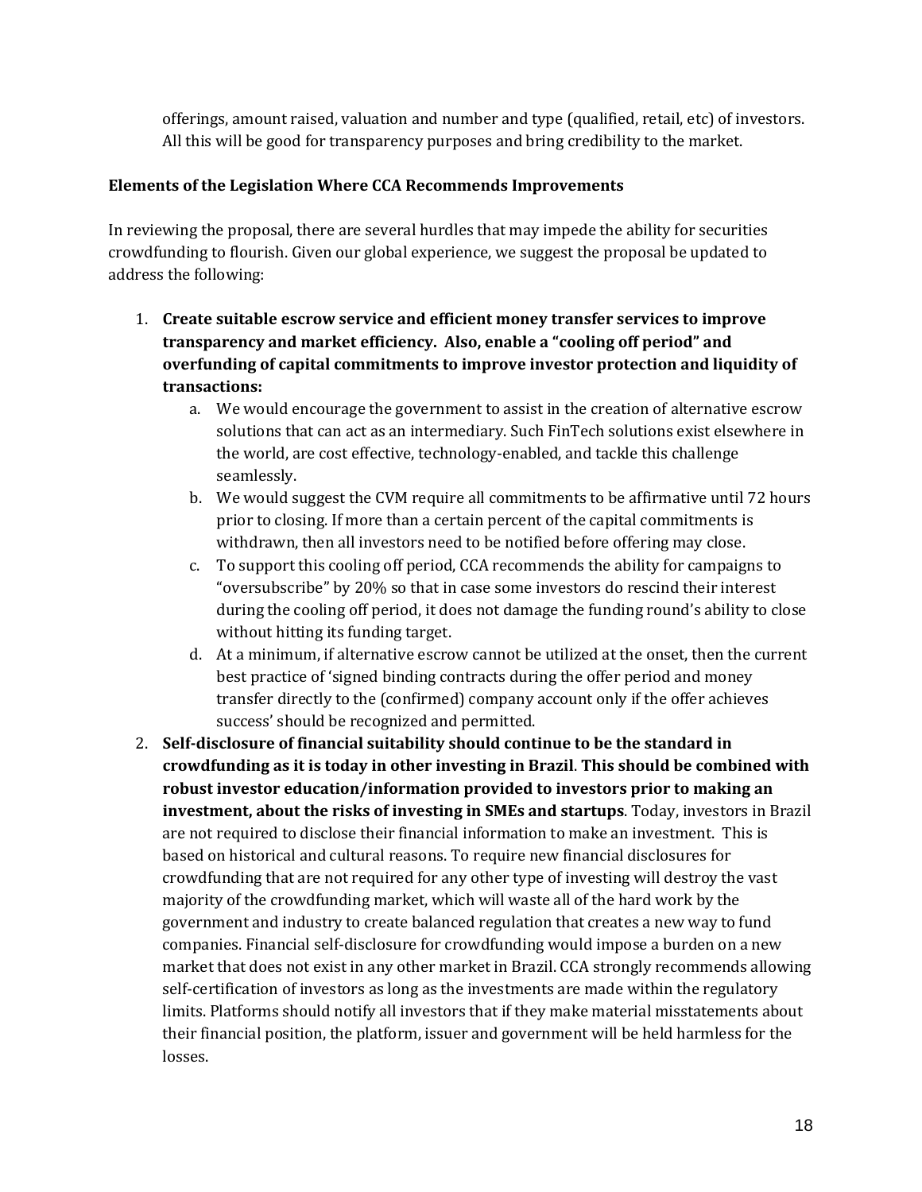offerings, amount raised, valuation and number and type (qualified, retail, etc) of investors. All this will be good for transparency purposes and bring credibility to the market.

**Elements of the Legislation Where CCA Recommends Improvements**

In reviewing the proposal, there are several hurdles that may impede the ability for securities crowdfunding to flourish. Given our global experience, we suggest the proposal be updated to address the following:

1. **Create suitable escrow service and efficient money transfer services to improve transparency and market efficiency. Also, enable a "cooling off period" and overfunding of capital commitments to improve investor protection and liquidity of transactions:**
   a. We would encourage the government to assist in the creation of alternative escrow solutions that can act as an intermediary. Such FinTech solutions exist elsewhere in the world, are cost effective, technology-enabled, and tackle this challenge seamlessly.
   b. We would suggest the CVM require all commitments to be affirmative until 72 hours prior to closing. If more than a certain percent of the capital commitments is withdrawn, then all investors need to be notified before offering may close.
   c. To support this cooling off period, CCA recommends the ability for campaigns to "oversubscribe" by 20% so that in case some investors do rescind their interest during the cooling off period, it does not damage the funding round's ability to close without hitting its funding target.
   d. At a minimum, if alternative escrow cannot be utilized at the onset, then the current best practice of 'signed binding contracts during the offer period and money transfer directly to the (confirmed) company account only if the offer achieves success' should be recognized and permitted.
2. **Self-disclosure of financial suitability should continue to be the standard in crowdfunding as it is today in other investing in Brazil**. **This should be combined with robust investor education/information provided to investors prior to making an investment, about the risks of investing in SMEs and startups**. Today, investors in Brazil are not required to disclose their financial information to make an investment. This is based on historical and cultural reasons. To require new financial disclosures for crowdfunding that are not required for any other type of investing will destroy the vast majority of the crowdfunding market, which will waste all of the hard work by the government and industry to create balanced regulation that creates a new way to fund companies. Financial self-disclosure for crowdfunding would impose a burden on a new market that does not exist in any other market in Brazil. CCA strongly recommends allowing self-certification of investors as long as the investments are made within the regulatory limits. Platforms should notify all investors that if they make material misstatements about their financial position, the platform, issuer and government will be held harmless for the losses.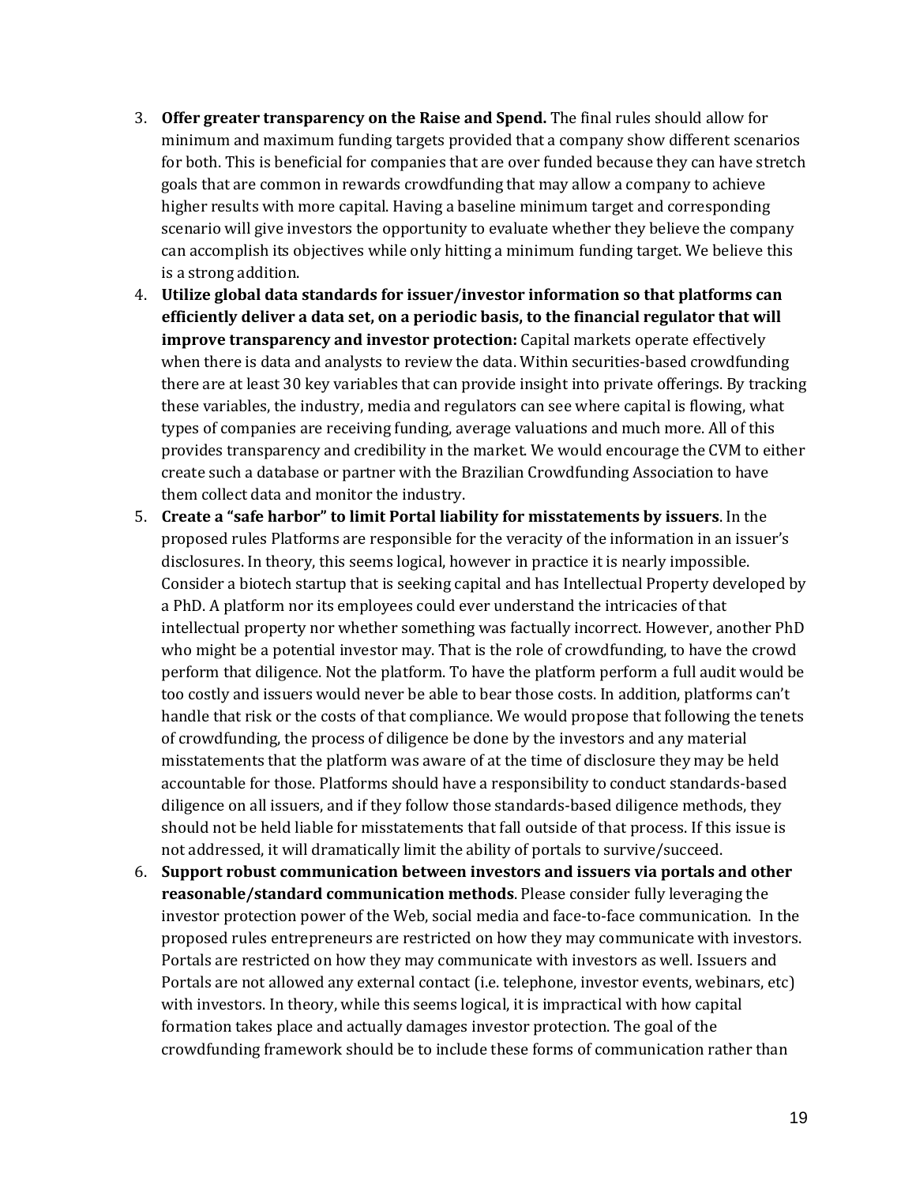3. **Offer greater transparency on the Raise and Spend.** The final rules should allow for minimum and maximum funding targets provided that a company show different scenarios for both. This is beneficial for companies that are over funded because they can have stretch goals that are common in rewards crowdfunding that may allow a company to achieve higher results with more capital. Having a baseline minimum target and corresponding scenario will give investors the opportunity to evaluate whether they believe the company can accomplish its objectives while only hitting a minimum funding target. We believe this is a strong addition.
4. **Utilize global data standards for issuer/investor information so that platforms can efficiently deliver a data set, on a periodic basis, to the financial regulator that will improve transparency and investor protection:** Capital markets operate effectively when there is data and analysts to review the data. Within securities-based crowdfunding there are at least 30 key variables that can provide insight into private offerings. By tracking these variables, the industry, media and regulators can see where capital is flowing, what types of companies are receiving funding, average valuations and much more. All of this provides transparency and credibility in the market. We would encourage the CVM to either create such a database or partner with the Brazilian Crowdfunding Association to have them collect data and monitor the industry.
5. **Create a "safe harbor" to limit Portal liability for misstatements by issuers**. In the proposed rules Platforms are responsible for the veracity of the information in an issuer's disclosures. In theory, this seems logical, however in practice it is nearly impossible. Consider a biotech startup that is seeking capital and has Intellectual Property developed by a PhD. A platform nor its employees could ever understand the intricacies of that intellectual property nor whether something was factually incorrect. However, another PhD who might be a potential investor may. That is the role of crowdfunding, to have the crowd perform that diligence. Not the platform. To have the platform perform a full audit would be too costly and issuers would never be able to bear those costs. In addition, platforms can't handle that risk or the costs of that compliance. We would propose that following the tenets of crowdfunding, the process of diligence be done by the investors and any material misstatements that the platform was aware of at the time of disclosure they may be held accountable for those. Platforms should have a responsibility to conduct standards-based diligence on all issuers, and if they follow those standards-based diligence methods, they should not be held liable for misstatements that fall outside of that process. If this issue is not addressed, it will dramatically limit the ability of portals to survive/succeed.
6. **Support robust communication between investors and issuers via portals and other reasonable/standard communication methods**. Please consider fully leveraging the investor protection power of the Web, social media and face-to-face communication. In the proposed rules entrepreneurs are restricted on how they may communicate with investors. Portals are restricted on how they may communicate with investors as well. Issuers and Portals are not allowed any external contact (i.e. telephone, investor events, webinars, etc) with investors. In theory, while this seems logical, it is impractical with how capital formation takes place and actually damages investor protection. The goal of the crowdfunding framework should be to include these forms of communication rather than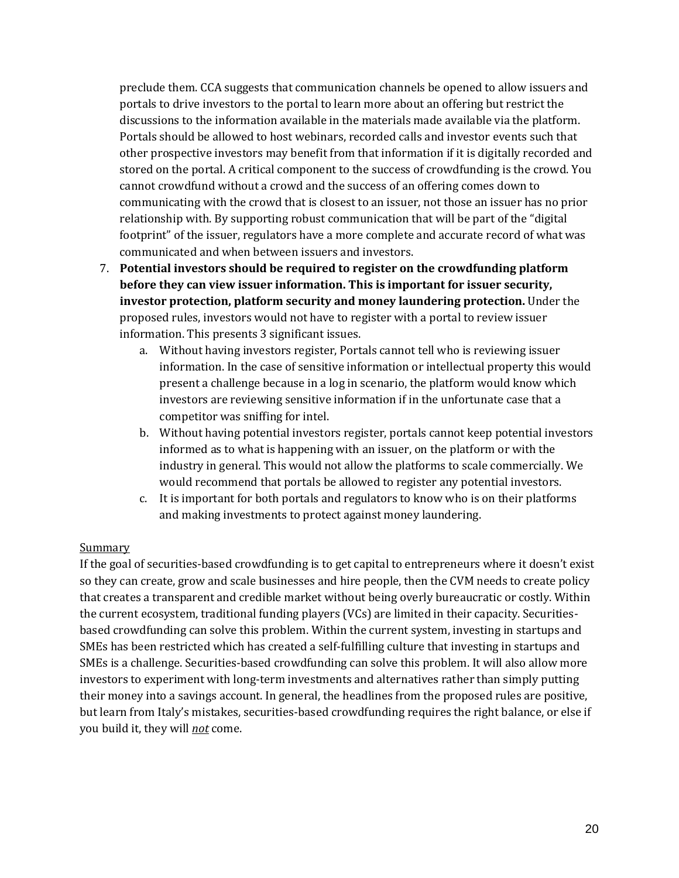preclude them. CCA suggests that communication channels be opened to allow issuers and portals to drive investors to the portal to learn more about an offering but restrict the discussions to the information available in the materials made available via the platform. Portals should be allowed to host webinars, recorded calls and investor events such that other prospective investors may benefit from that information if it is digitally recorded and stored on the portal. A critical component to the success of crowdfunding is the crowd. You cannot crowdfund without a crowd and the success of an offering comes down to communicating with the crowd that is closest to an issuer, not those an issuer has no prior relationship with. By supporting robust communication that will be part of the "digital footprint" of the issuer, regulators have a more complete and accurate record of what was communicated and when between issuers and investors.

7. **Potential investors should be required to register on the crowdfunding platform before they can view issuer information. This is important for issuer security, investor protection, platform security and money laundering protection.** Under the proposed rules, investors would not have to register with a portal to review issuer information. This presents 3 significant issues.
    a. Without having investors register, Portals cannot tell who is reviewing issuer information. In the case of sensitive information or intellectual property this would present a challenge because in a log in scenario, the platform would know which investors are reviewing sensitive information if in the unfortunate case that a competitor was sniffing for intel.
    b. Without having potential investors register, portals cannot keep potential investors informed as to what is happening with an issuer, on the platform or with the industry in general. This would not allow the platforms to scale commercially. We would recommend that portals be allowed to register any potential investors.
    c. It is important for both portals and regulators to know who is on their platforms and making investments to protect against money laundering.

<u>Summary</u>

If the goal of securities-based crowdfunding is to get capital to entrepreneurs where it doesn't exist so they can create, grow and scale businesses and hire people, then the CVM needs to create policy that creates a transparent and credible market without being overly bureaucratic or costly. Within the current ecosystem, traditional funding players (VCs) are limited in their capacity. Securities-based crowdfunding can solve this problem. Within the current system, investing in startups and SMEs has been restricted which has created a self-fulfilling culture that investing in startups and SMEs is a challenge. Securities-based crowdfunding can solve this problem. It will also allow more investors to experiment with long-term investments and alternatives rather than simply putting their money into a savings account. In general, the headlines from the proposed rules are positive, but learn from Italy's mistakes, securities-based crowdfunding requires the right balance, or else if you build it, they will ***<u>not</u>*** come.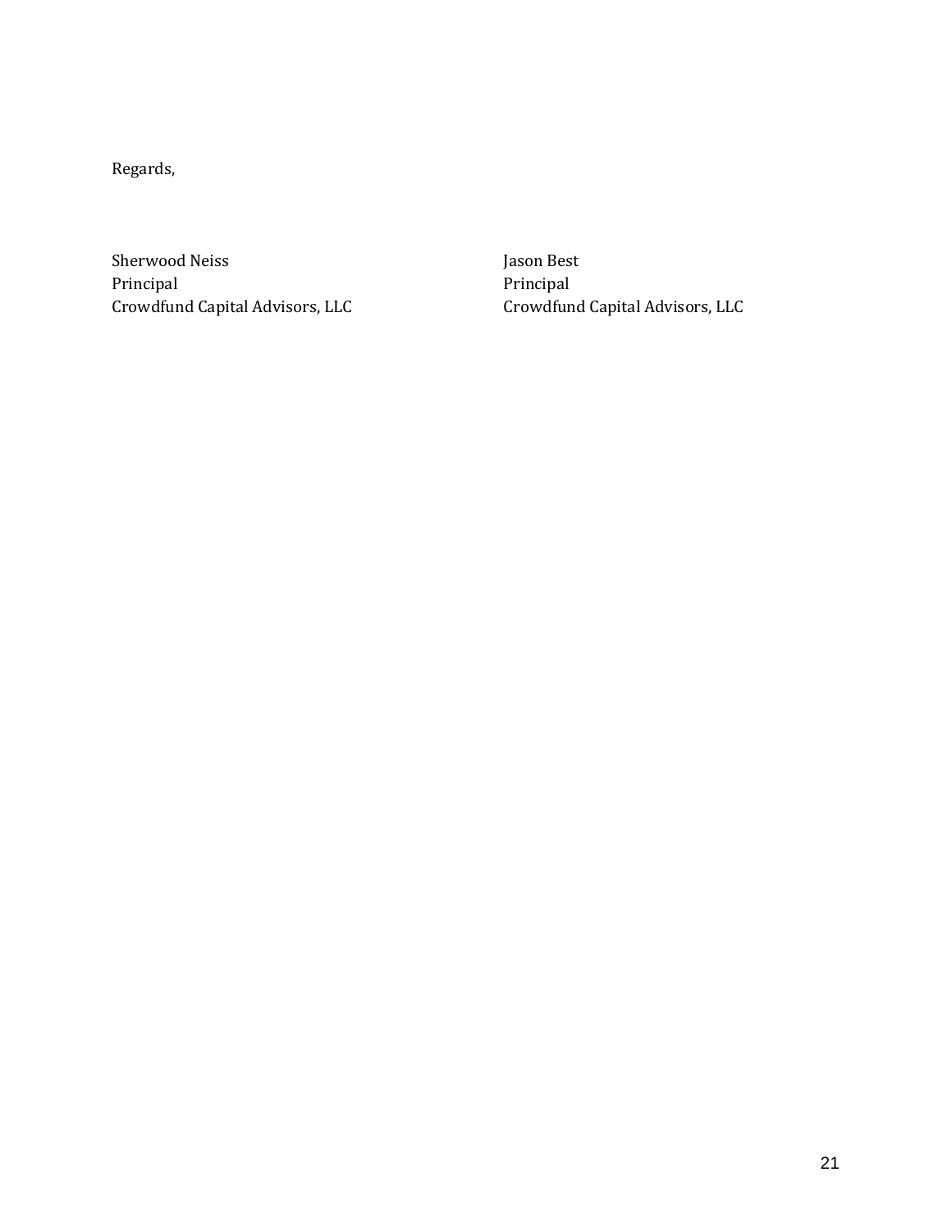Regards,

Sherwood Neiss
Principal
Crowdfund Capital Advisors, LLC

Jason Best
Principal
Crowdfund Capital Advisors, LLC